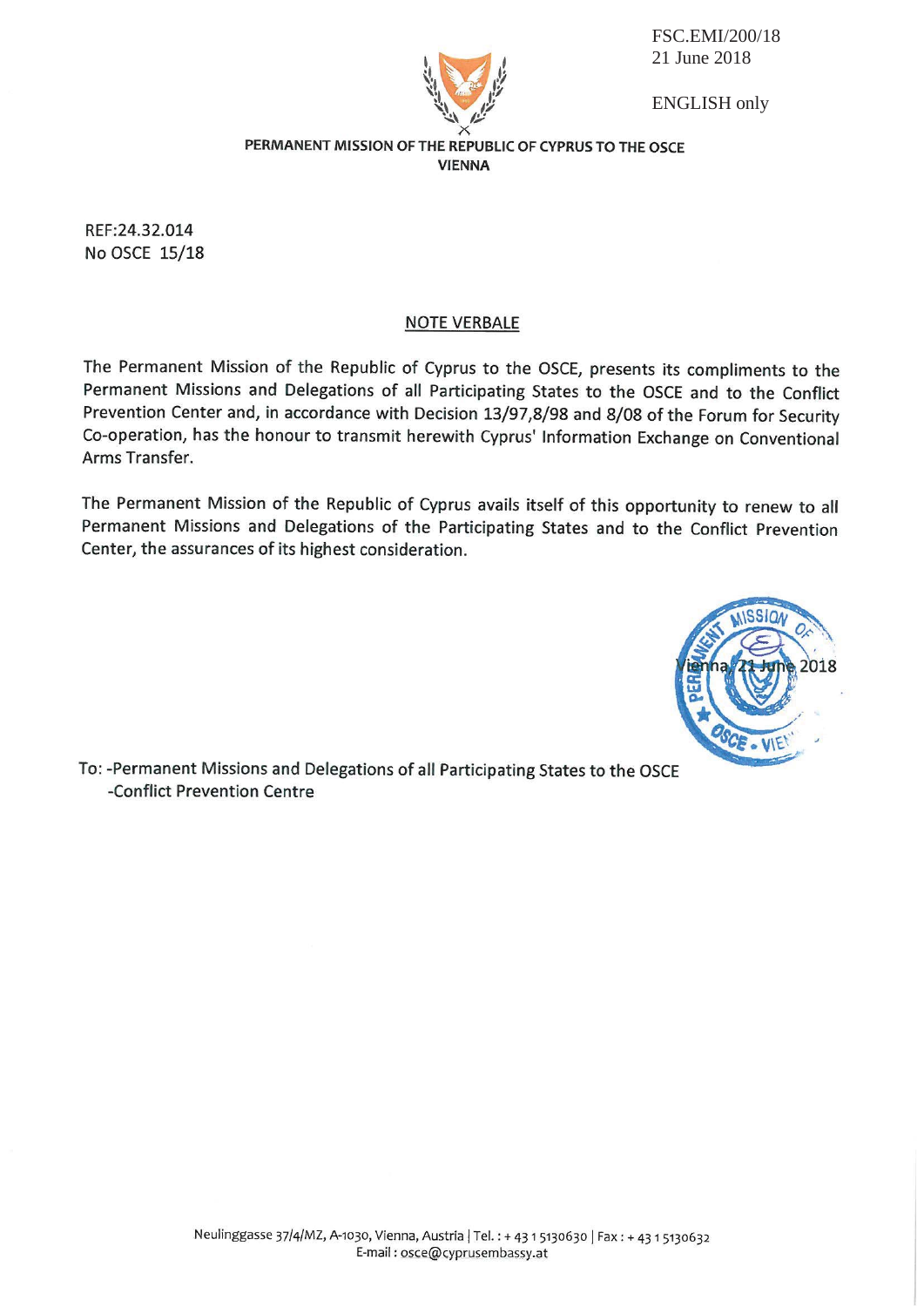FSC.EMI/200/18
21 June 2018

ENGLISH only

**PERMANENT MISSION OF THE REPUBLIC OF CYPRUS TO THE OSCE**
**VIENNA**

REF:24.32.014
No OSCE 15/18

## NOTE VERBALE

The Permanent Mission of the Republic of Cyprus to the OSCE, presents its compliments to the Permanent Missions and Delegations of all Participating States to the OSCE and to the Conflict Prevention Center and, in accordance with Decision 13/97,8/98 and 8/08 of the Forum for Security Co-operation, has the honour to transmit herewith Cyprus' Information Exchange on Conventional Arms Transfer.

The Permanent Mission of the Republic of Cyprus avails itself of this opportunity to renew to all Permanent Missions and Delegations of the Participating States and to the Conflict Prevention Center, the assurances of its highest consideration.

Vienna, 21 June 2018

To: -Permanent Missions and Delegations of all Participating States to the OSCE
-Conflict Prevention Centre

Neulinggasse 37/4/MZ, A-1030, Vienna, Austria | Tel. : + 43 1 5130630 | Fax : + 43 1 5130632
E-mail : osce@cyprusembassy.at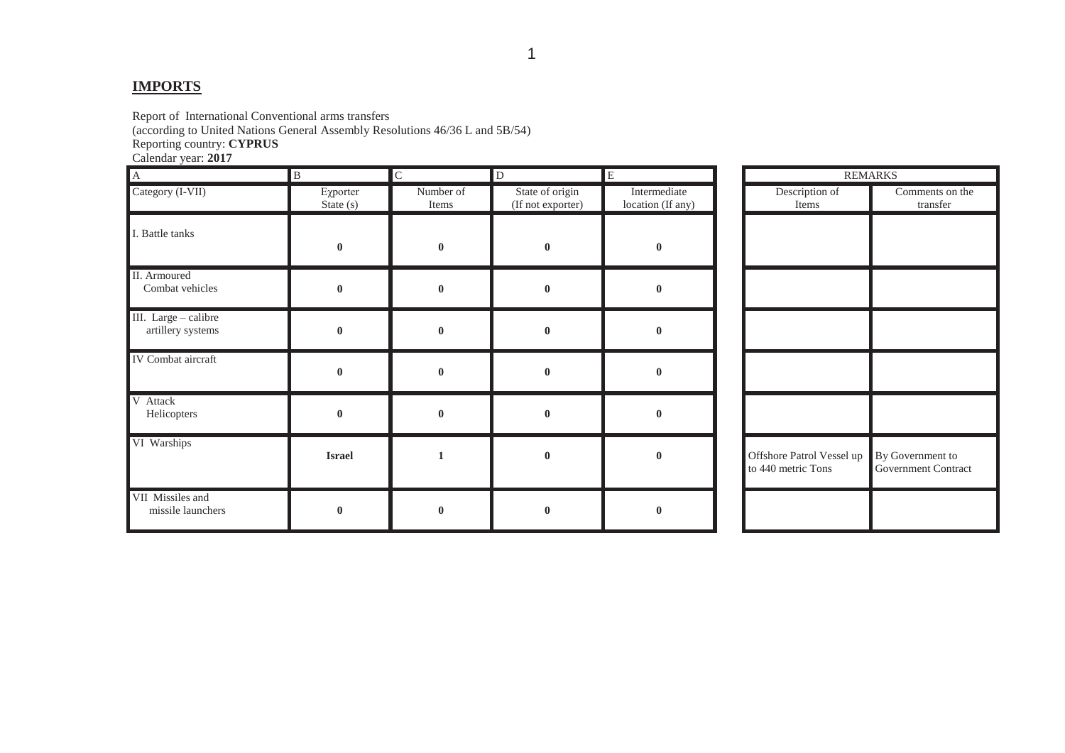## IMPORTS

Report of International Conventional arms transfers
(according to United Nations General Assembly Resolutions 46/36 L and 5B/54)
Reporting country: **CYPRUS**
Calendar year: **2017**

| A | B | C | D | E | REMARKS | |
|---|---|---|---|---|---|---|
| Category (I-VII) | Exporter State (s) | Number of Items | State of origin (If not exporter) | Intermediate location (If any) | Description of Items | Comments on the transfer |
| I. Battle tanks | **0** | **0** | **0** | **0** | | |
| II. Armoured Combat vehicles | **0** | **0** | **0** | **0** | | |
| III. Large – calibre artillery systems | **0** | **0** | **0** | **0** | | |
| IV Combat aircraft | **0** | **0** | **0** | **0** | | |
| V Attack Helicopters | **0** | **0** | **0** | **0** | | |
| VI Warships | **Israel** | **1** | **0** | **0** | Offshore Patrol Vessel up to 440 metric Tons | By Government to Government Contract |
| VII Missiles and missile launchers | **0** | **0** | **0** | **0** | | |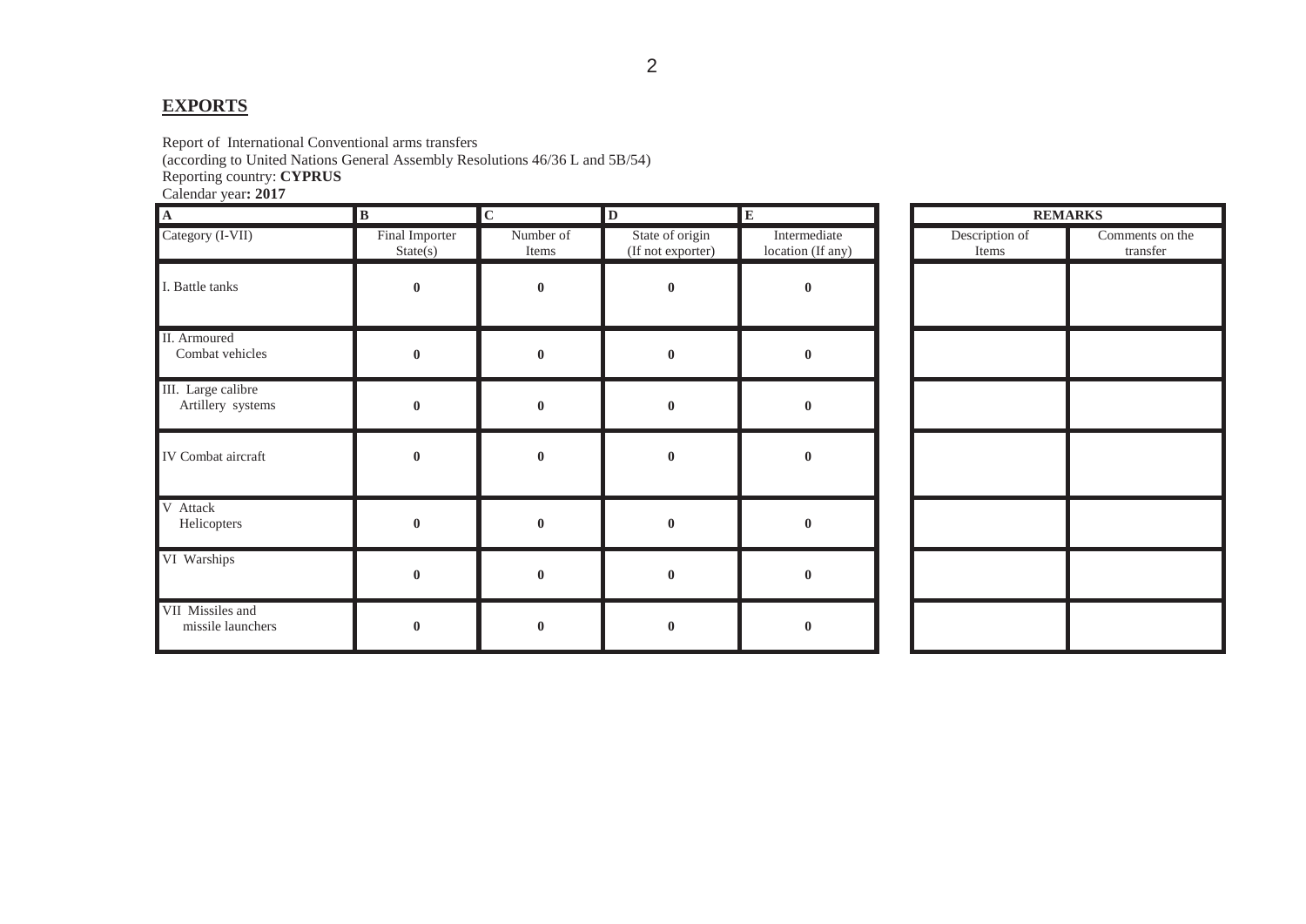## EXPORTS

Report of International Conventional arms transfers
(according to United Nations General Assembly Resolutions 46/36 L and 5B/54)
Reporting country: **CYPRUS**
Calendar year**: 2017**

| A | B | C | D | E | REMARKS | |
|---|---|---|---|---|---|---|
| Category (I-VII) | Final Importer State(s) | Number of Items | State of origin (If not exporter) | Intermediate location (If any) | Description of Items | Comments on the transfer |
| I. Battle tanks | **0** | **0** | **0** | **0** | | |
| II. Armoured Combat vehicles | **0** | **0** | **0** | **0** | | |
| III. Large calibre Artillery systems | **0** | **0** | **0** | **0** | | |
| IV Combat aircraft | **0** | **0** | **0** | **0** | | |
| V Attack Helicopters | **0** | **0** | **0** | **0** | | |
| VI Warships | **0** | **0** | **0** | **0** | | |
| VII Missiles and missile launchers | **0** | **0** | **0** | **0** | | |